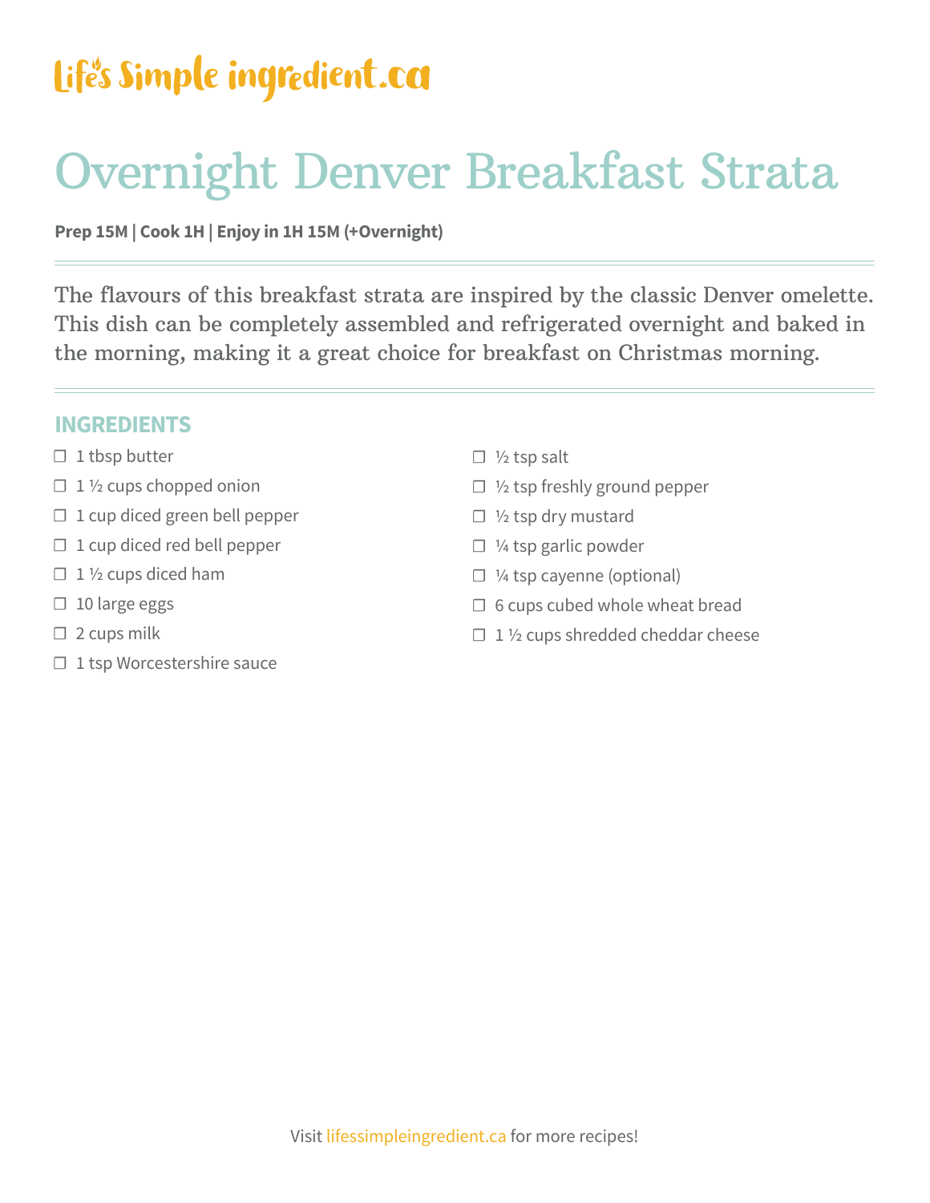Life's Simple ingredient.ca

# Overnight Denver Breakfast Strata

**Prep 15M | Cook 1H | Enjoy in 1H 15M (+Overnight)**

The flavours of this breakfast strata are inspired by the classic Denver omelette. This dish can be completely assembled and refrigerated overnight and baked in the morning, making it a great choice for breakfast on Christmas morning.

## INGREDIENTS

- ☐ 1 tbsp butter
- ☐ 1 ½ cups chopped onion
- ☐ 1 cup diced green bell pepper
- ☐ 1 cup diced red bell pepper
- ☐ 1 ½ cups diced ham
- ☐ 10 large eggs
- ☐ 2 cups milk
- ☐ 1 tsp Worcestershire sauce
- ☐ ½ tsp salt
- ☐ ½ tsp freshly ground pepper
- ☐ ½ tsp dry mustard
- ☐ ¼ tsp garlic powder
- ☐ ¼ tsp cayenne (optional)
- ☐ 6 cups cubed whole wheat bread
- ☐ 1 ½ cups shredded cheddar cheese

Visit lifessimpleingredient.ca for more recipes!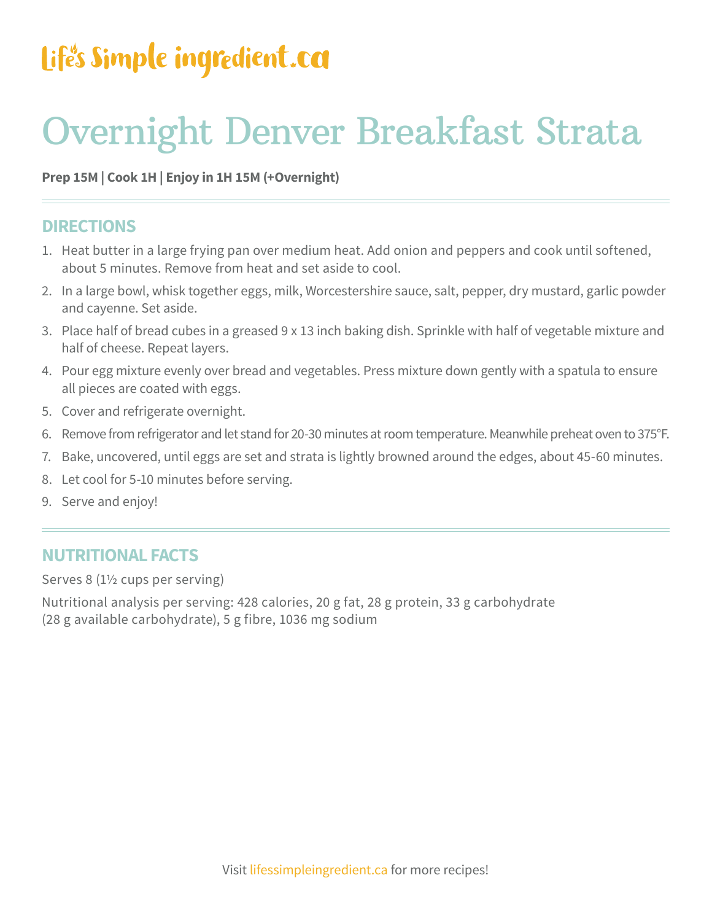Life's Simple ingredient.ca

# Overnight Denver Breakfast Strata

**Prep 15M | Cook 1H | Enjoy in 1H 15M (+Overnight)**

## DIRECTIONS

1. Heat butter in a large frying pan over medium heat. Add onion and peppers and cook until softened, about 5 minutes. Remove from heat and set aside to cool.
2. In a large bowl, whisk together eggs, milk, Worcestershire sauce, salt, pepper, dry mustard, garlic powder and cayenne. Set aside.
3. Place half of bread cubes in a greased 9 x 13 inch baking dish. Sprinkle with half of vegetable mixture and half of cheese. Repeat layers.
4. Pour egg mixture evenly over bread and vegetables. Press mixture down gently with a spatula to ensure all pieces are coated with eggs.
5. Cover and refrigerate overnight.
6. Remove from refrigerator and let stand for 20-30 minutes at room temperature. Meanwhile preheat oven to 375°F.
7. Bake, uncovered, until eggs are set and strata is lightly browned around the edges, about 45-60 minutes.
8. Let cool for 5-10 minutes before serving.
9. Serve and enjoy!

## NUTRITIONAL FACTS

Serves 8 (1½ cups per serving)

Nutritional analysis per serving: 428 calories, 20 g fat, 28 g protein, 33 g carbohydrate (28 g available carbohydrate), 5 g fibre, 1036 mg sodium

Visit lifessimpleingredient.ca for more recipes!